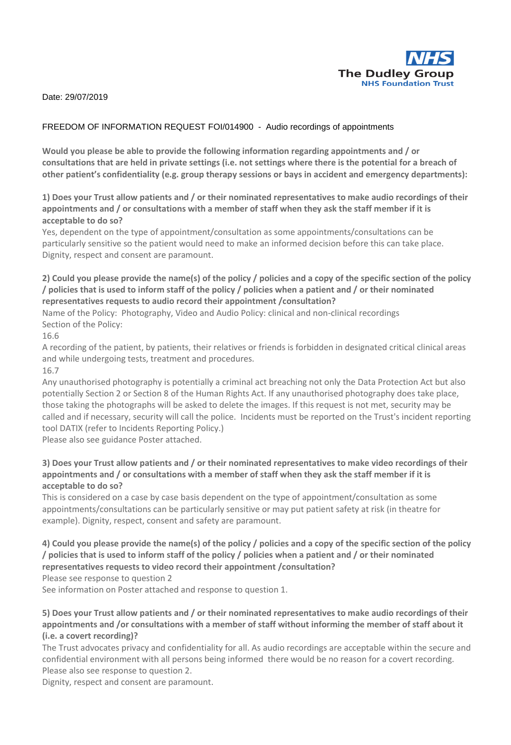NHS
The Dudley Group
NHS Foundation Trust

Date: 29/07/2019

FREEDOM OF INFORMATION REQUEST FOI/014900 - Audio recordings of appointments

**Would you please be able to provide the following information regarding appointments and / or consultations that are held in private settings (i.e. not settings where there is the potential for a breach of other patient's confidentiality (e.g. group therapy sessions or bays in accident and emergency departments):**

**1) Does your Trust allow patients and / or their nominated representatives to make audio recordings of their appointments and / or consultations with a member of staff when they ask the staff member if it is acceptable to do so?**

Yes, dependent on the type of appointment/consultation as some appointments/consultations can be particularly sensitive so the patient would need to make an informed decision before this can take place. Dignity, respect and consent are paramount.

**2) Could you please provide the name(s) of the policy / policies and a copy of the specific section of the policy / policies that is used to inform staff of the policy / policies when a patient and / or their nominated representatives requests to audio record their appointment /consultation?**

Name of the Policy: Photography, Video and Audio Policy: clinical and non-clinical recordings

Section of the Policy:

16.6

A recording of the patient, by patients, their relatives or friends is forbidden in designated critical clinical areas and while undergoing tests, treatment and procedures.

16.7

Any unauthorised photography is potentially a criminal act breaching not only the Data Protection Act but also potentially Section 2 or Section 8 of the Human Rights Act. If any unauthorised photography does take place, those taking the photographs will be asked to delete the images. If this request is not met, security may be called and if necessary, security will call the police. Incidents must be reported on the Trust's incident reporting tool DATIX (refer to Incidents Reporting Policy.)

Please also see guidance Poster attached.

**3) Does your Trust allow patients and / or their nominated representatives to make video recordings of their appointments and / or consultations with a member of staff when they ask the staff member if it is acceptable to do so?**

This is considered on a case by case basis dependent on the type of appointment/consultation as some appointments/consultations can be particularly sensitive or may put patient safety at risk (in theatre for example). Dignity, respect, consent and safety are paramount.

**4) Could you please provide the name(s) of the policy / policies and a copy of the specific section of the policy / policies that is used to inform staff of the policy / policies when a patient and / or their nominated representatives requests to video record their appointment /consultation?**

Please see response to question 2

See information on Poster attached and response to question 1.

**5) Does your Trust allow patients and / or their nominated representatives to make audio recordings of their appointments and /or consultations with a member of staff without informing the member of staff about it (i.e. a covert recording)?**

The Trust advocates privacy and confidentiality for all. As audio recordings are acceptable within the secure and confidential environment with all persons being informed there would be no reason for a covert recording. Please also see response to question 2.

Dignity, respect and consent are paramount.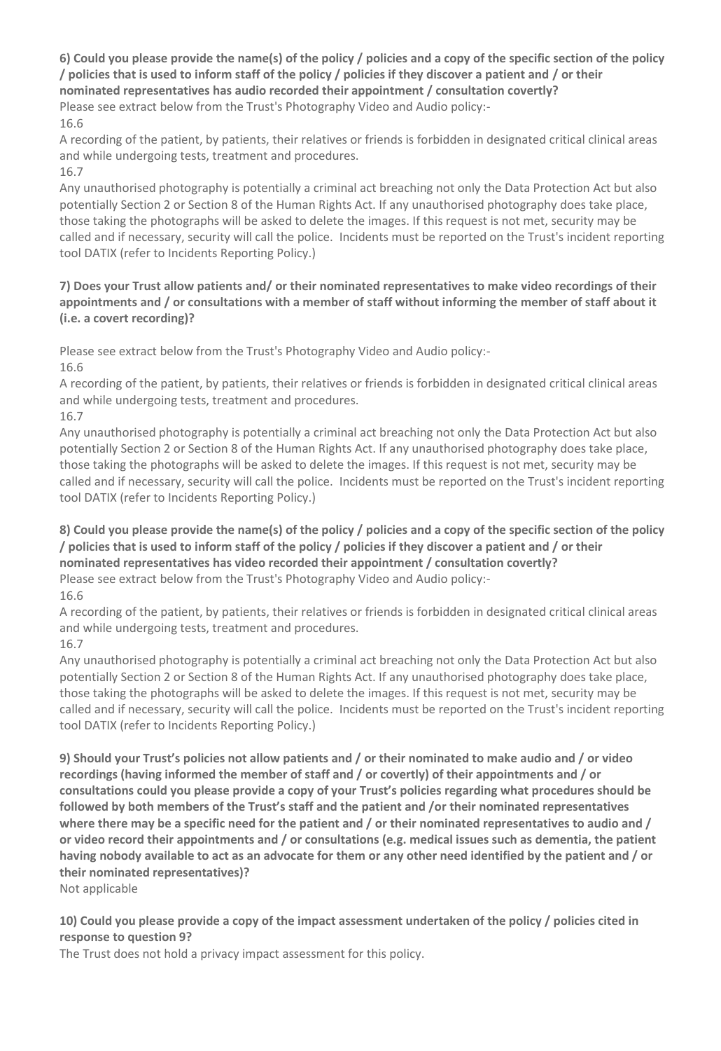**6) Could you please provide the name(s) of the policy / policies and a copy of the specific section of the policy / policies that is used to inform staff of the policy / policies if they discover a patient and / or their nominated representatives has audio recorded their appointment / consultation covertly?**

Please see extract below from the Trust's Photography Video and Audio policy:-

16.6

A recording of the patient, by patients, their relatives or friends is forbidden in designated critical clinical areas and while undergoing tests, treatment and procedures.

16.7

Any unauthorised photography is potentially a criminal act breaching not only the Data Protection Act but also potentially Section 2 or Section 8 of the Human Rights Act. If any unauthorised photography does take place, those taking the photographs will be asked to delete the images. If this request is not met, security may be called and if necessary, security will call the police. Incidents must be reported on the Trust's incident reporting tool DATIX (refer to Incidents Reporting Policy.)

**7) Does your Trust allow patients and/ or their nominated representatives to make video recordings of their appointments and / or consultations with a member of staff without informing the member of staff about it (i.e. a covert recording)?**

Please see extract below from the Trust's Photography Video and Audio policy:-

16.6

A recording of the patient, by patients, their relatives or friends is forbidden in designated critical clinical areas and while undergoing tests, treatment and procedures.

16.7

Any unauthorised photography is potentially a criminal act breaching not only the Data Protection Act but also potentially Section 2 or Section 8 of the Human Rights Act. If any unauthorised photography does take place, those taking the photographs will be asked to delete the images. If this request is not met, security may be called and if necessary, security will call the police. Incidents must be reported on the Trust's incident reporting tool DATIX (refer to Incidents Reporting Policy.)

**8) Could you please provide the name(s) of the policy / policies and a copy of the specific section of the policy / policies that is used to inform staff of the policy / policies if they discover a patient and / or their nominated representatives has video recorded their appointment / consultation covertly?**

Please see extract below from the Trust's Photography Video and Audio policy:-

16.6

A recording of the patient, by patients, their relatives or friends is forbidden in designated critical clinical areas and while undergoing tests, treatment and procedures.

16.7

Any unauthorised photography is potentially a criminal act breaching not only the Data Protection Act but also potentially Section 2 or Section 8 of the Human Rights Act. If any unauthorised photography does take place, those taking the photographs will be asked to delete the images. If this request is not met, security may be called and if necessary, security will call the police. Incidents must be reported on the Trust's incident reporting tool DATIX (refer to Incidents Reporting Policy.)

**9) Should your Trust's policies not allow patients and / or their nominated to make audio and / or video recordings (having informed the member of staff and / or covertly) of their appointments and / or consultations could you please provide a copy of your Trust's policies regarding what procedures should be followed by both members of the Trust's staff and the patient and /or their nominated representatives where there may be a specific need for the patient and / or their nominated representatives to audio and / or video record their appointments and / or consultations (e.g. medical issues such as dementia, the patient having nobody available to act as an advocate for them or any other need identified by the patient and / or their nominated representatives)?**

Not applicable

**10) Could you please provide a copy of the impact assessment undertaken of the policy / policies cited in response to question 9?**

The Trust does not hold a privacy impact assessment for this policy.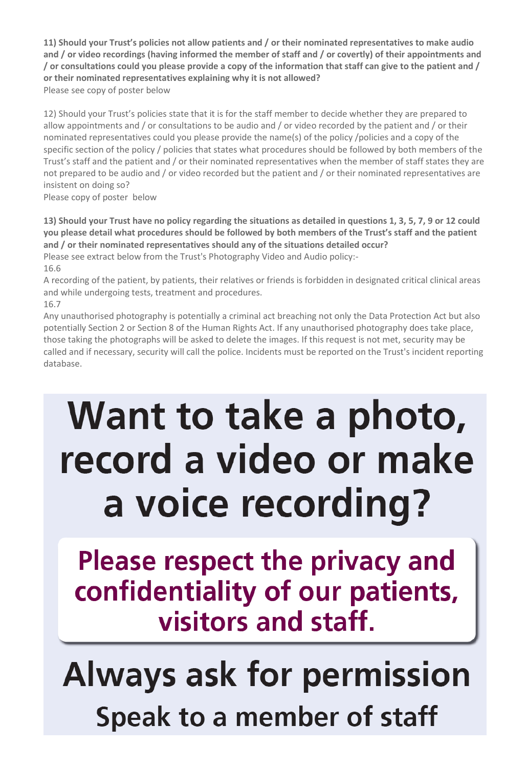**11) Should your Trust's policies not allow patients and / or their nominated representatives to make audio and / or video recordings (having informed the member of staff and / or covertly) of their appointments and / or consultations could you please provide a copy of the information that staff can give to the patient and / or their nominated representatives explaining why it is not allowed?**

Please see copy of poster below

12) Should your Trust's policies state that it is for the staff member to decide whether they are prepared to allow appointments and / or consultations to be audio and / or video recorded by the patient and / or their nominated representatives could you please provide the name(s) of the policy /policies and a copy of the specific section of the policy / policies that states what procedures should be followed by both members of the Trust's staff and the patient and / or their nominated representatives when the member of staff states they are not prepared to be audio and / or video recorded but the patient and / or their nominated representatives are insistent on doing so?

Please copy of poster below

**13) Should your Trust have no policy regarding the situations as detailed in questions 1, 3, 5, 7, 9 or 12 could you please detail what procedures should be followed by both members of the Trust's staff and the patient and / or their nominated representatives should any of the situations detailed occur?**

Please see extract below from the Trust's Photography Video and Audio policy:-

16.6

A recording of the patient, by patients, their relatives or friends is forbidden in designated critical clinical areas and while undergoing tests, treatment and procedures.

16.7

Any unauthorised photography is potentially a criminal act breaching not only the Data Protection Act but also potentially Section 2 or Section 8 of the Human Rights Act. If any unauthorised photography does take place, those taking the photographs will be asked to delete the images. If this request is not met, security may be called and if necessary, security will call the police. Incidents must be reported on the Trust's incident reporting database.

# Want to take a photo, record a video or make a voice recording?

## Please respect the privacy and confidentiality of our patients, visitors and staff.

# Always ask for permission

## Speak to a member of staff